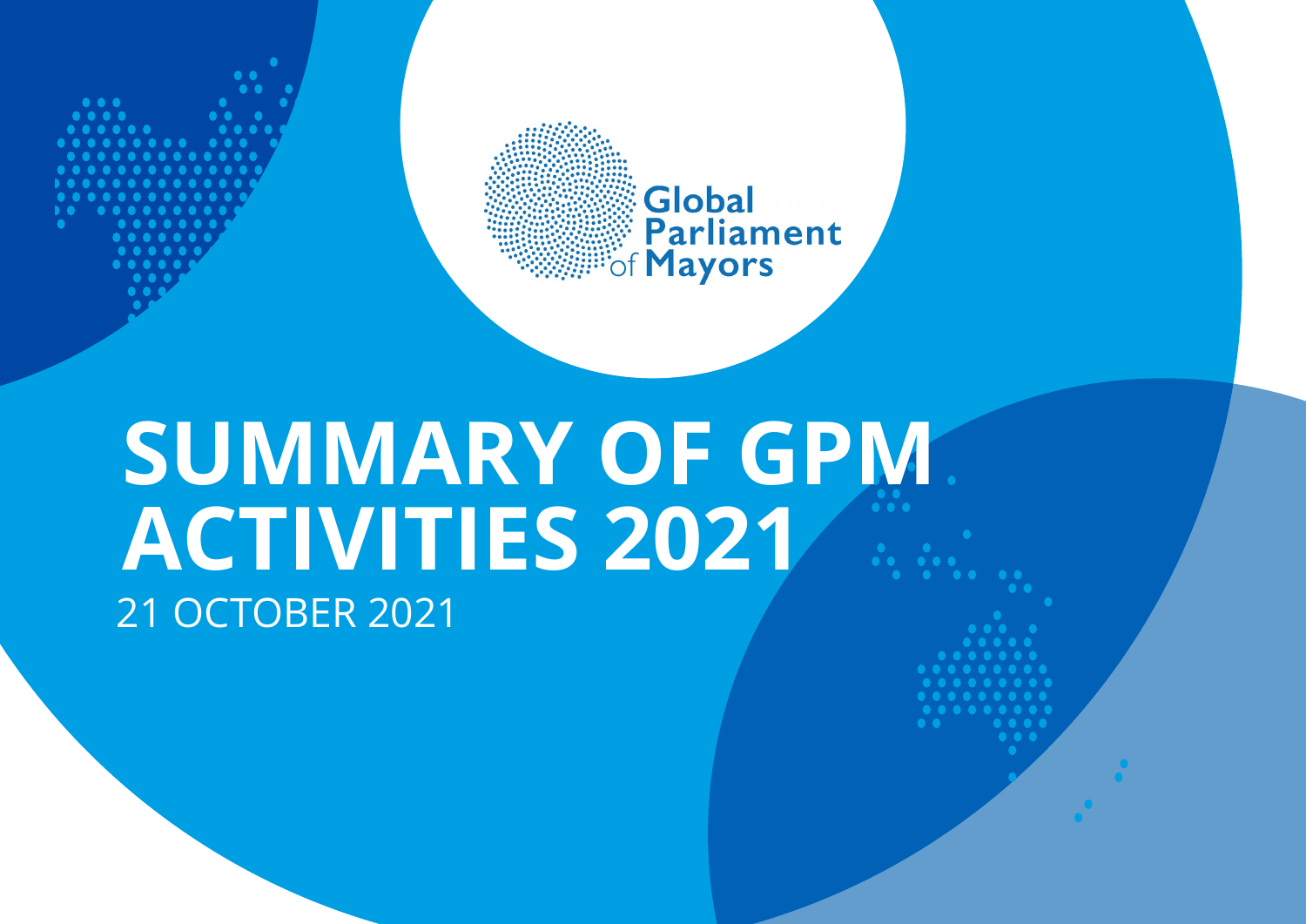Global Parliament of Mayors

# SUMMARY OF GPM ACTIVITIES 2021

21 OCTOBER 2021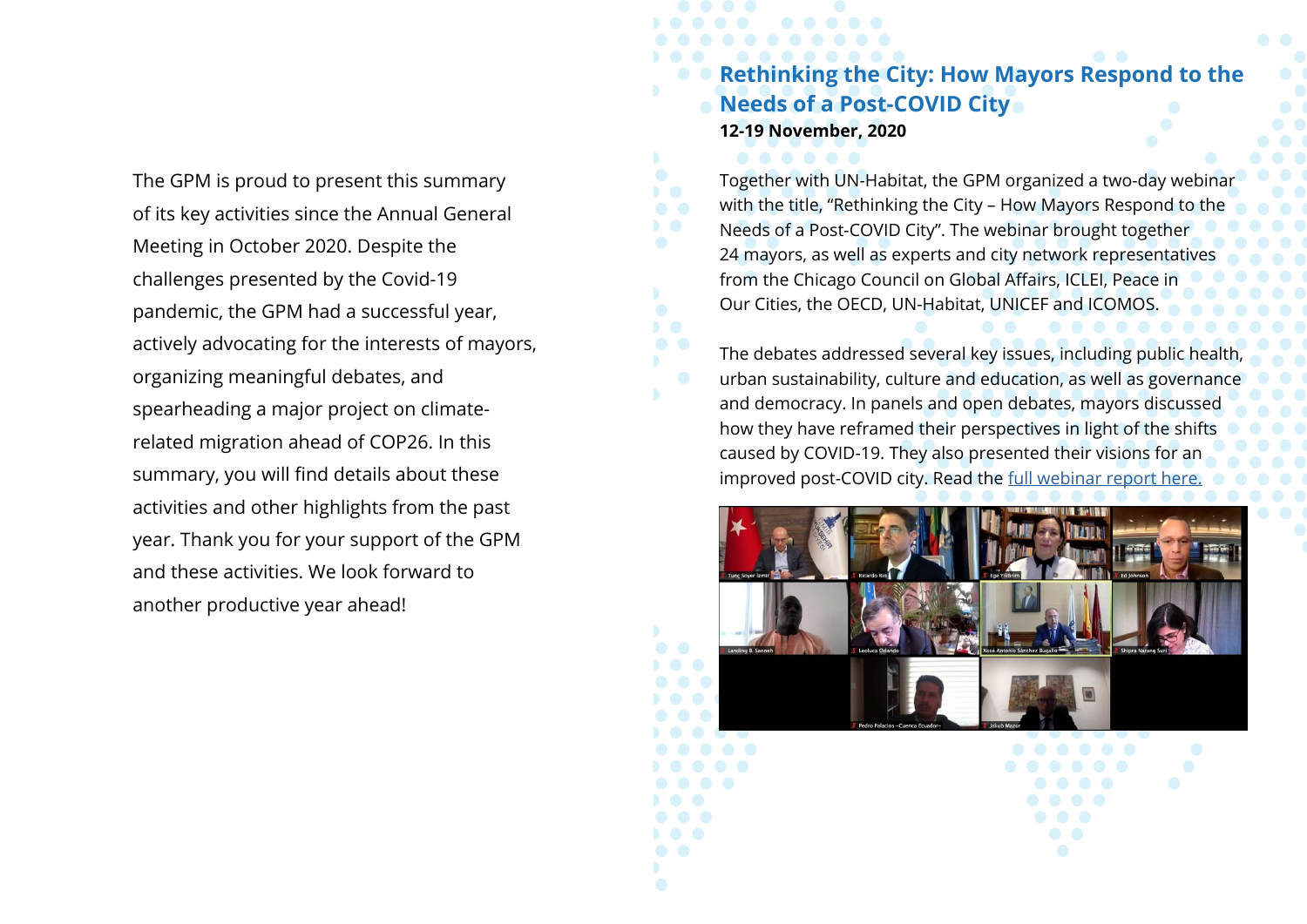The GPM is proud to present this summary of its key activities since the Annual General Meeting in October 2020. Despite the challenges presented by the Covid-19 pandemic, the GPM had a successful year, actively advocating for the interests of mayors, organizing meaningful debates, and spearheading a major project on climate-related migration ahead of COP26. In this summary, you will find details about these activities and other highlights from the past year. Thank you for your support of the GPM and these activities. We look forward to another productive year ahead!

## Rethinking the City: How Mayors Respond to the Needs of a Post-COVID City

**12-19 November, 2020**

Together with UN-Habitat, the GPM organized a two-day webinar with the title, “Rethinking the City – How Mayors Respond to the Needs of a Post-COVID City”. The webinar brought together 24 mayors, as well as experts and city network representatives from the Chicago Council on Global Affairs, ICLEI, Peace in Our Cities, the OECD, UN-Habitat, UNICEF and ICOMOS.

The debates addressed several key issues, including public health, urban sustainability, culture and education, as well as governance and democracy. In panels and open debates, mayors discussed how they have reframed their perspectives in light of the shifts caused by COVID-19. They also presented their visions for an improved post-COVID city. Read the [full webinar report here.]()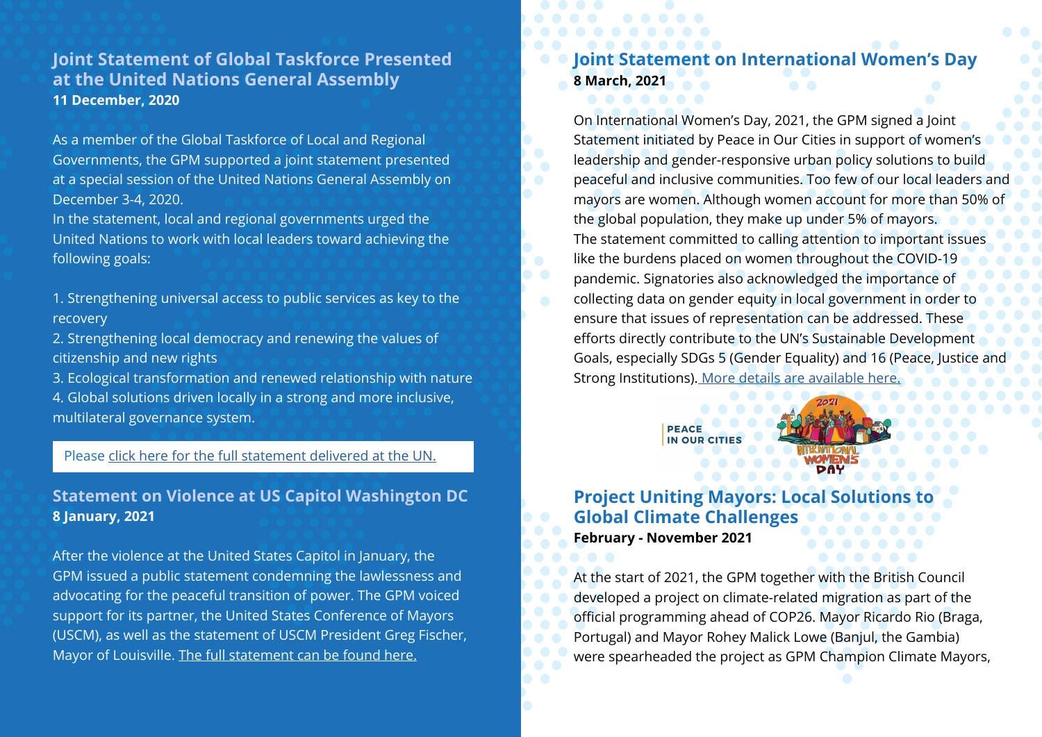## Joint Statement of Global Taskforce Presented at the United Nations General Assembly

**11 December, 2020**

As a member of the Global Taskforce of Local and Regional Governments, the GPM supported a joint statement presented at a special session of the United Nations General Assembly on December 3-4, 2020.

In the statement, local and regional governments urged the United Nations to work with local leaders toward achieving the following goals:

1. Strengthening universal access to public services as key to the recovery
2. Strengthening local democracy and renewing the values of citizenship and new rights
3. Ecological transformation and renewed relationship with nature
4. Global solutions driven locally in a strong and more inclusive, multilateral governance system.

Please click here for the full statement delivered at the UN.

## Statement on Violence at US Capitol Washington DC

**8 January, 2021**

After the violence at the United States Capitol in January, the GPM issued a public statement condemning the lawlessness and advocating for the peaceful transition of power. The GPM voiced support for its partner, the United States Conference of Mayors (USCM), as well as the statement of USCM President Greg Fischer, Mayor of Louisville. The full statement can be found here.

## Joint Statement on International Women's Day

**8 March, 2021**

On International Women's Day, 2021, the GPM signed a Joint Statement initiated by Peace in Our Cities in support of women's leadership and gender-responsive urban policy solutions to build peaceful and inclusive communities. Too few of our local leaders and mayors are women. Although women account for more than 50% of the global population, they make up under 5% of mayors.

The statement committed to calling attention to important issues like the burdens placed on women throughout the COVID-19 pandemic. Signatories also acknowledged the importance of collecting data on gender equity in local government in order to ensure that issues of representation can be addressed. These efforts directly contribute to the UN's Sustainable Development Goals, especially SDGs 5 (Gender Equality) and 16 (Peace, Justice and Strong Institutions). More details are available here.

## Project Uniting Mayors: Local Solutions to Global Climate Challenges

**February - November 2021**

At the start of 2021, the GPM together with the British Council developed a project on climate-related migration as part of the official programming ahead of COP26. Mayor Ricardo Rio (Braga, Portugal) and Mayor Rohey Malick Lowe (Banjul, the Gambia) were spearheaded the project as GPM Champion Climate Mayors,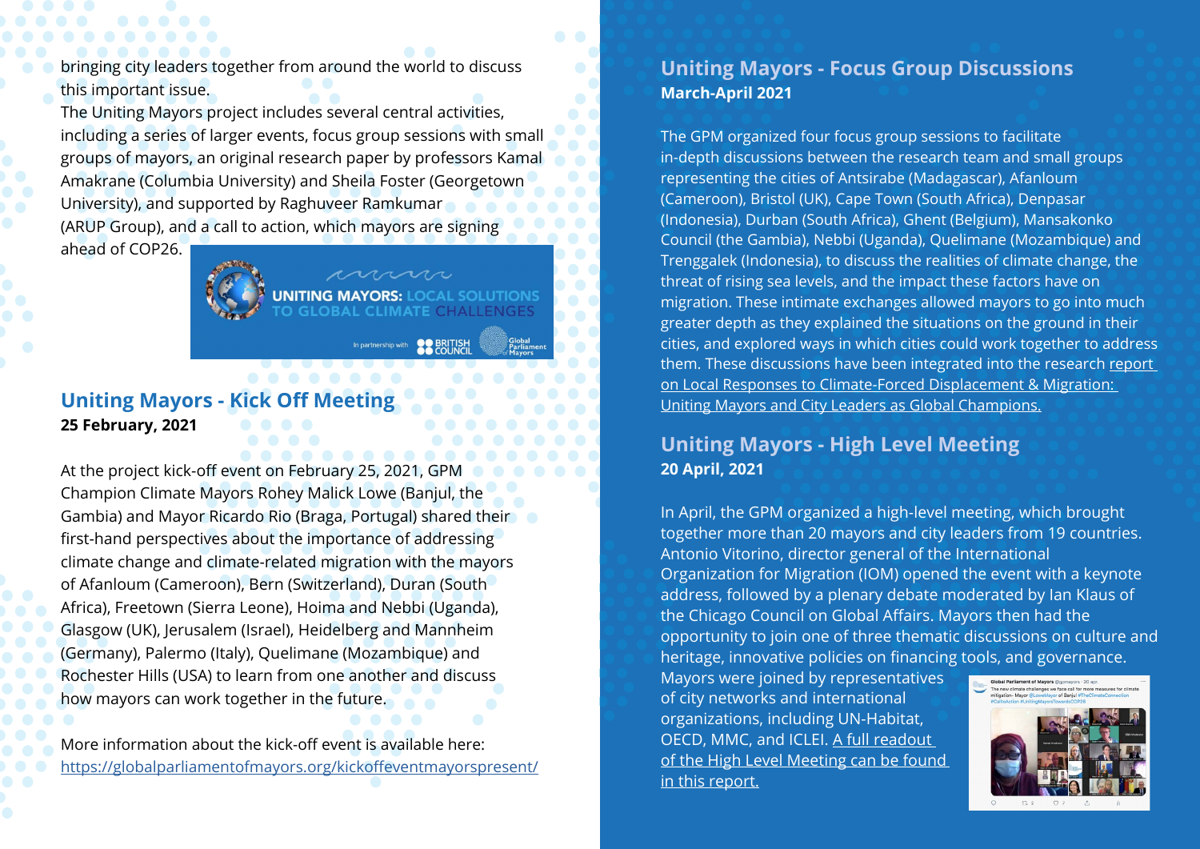bringing city leaders together from around the world to discuss this important issue.

The Uniting Mayors project includes several central activities, including a series of larger events, focus group sessions with small groups of mayors, an original research paper by professors Kamal Amakrane (Columbia University) and Sheila Foster (Georgetown University), and supported by Raghuveer Ramkumar (ARUP Group), and a call to action, which mayors are signing ahead of COP26.

## Uniting Mayors - Kick Off Meeting

**25 February, 2021**

At the project kick-off event on February 25, 2021, GPM Champion Climate Mayors Rohey Malick Lowe (Banjul, the Gambia) and Mayor Ricardo Rio (Braga, Portugal) shared their first-hand perspectives about the importance of addressing climate change and climate-related migration with the mayors of Afanloum (Cameroon), Bern (Switzerland), Duran (South Africa), Freetown (Sierra Leone), Hoima and Nebbi (Uganda), Glasgow (UK), Jerusalem (Israel), Heidelberg and Mannheim (Germany), Palermo (Italy), Quelimane (Mozambique) and Rochester Hills (USA) to learn from one another and discuss how mayors can work together in the future.

More information about the kick-off event is available here: https://globalparliamentofmayors.org/kickoffeventmayorspresent/

## Uniting Mayors - Focus Group Discussions

**March-April 2021**

The GPM organized four focus group sessions to facilitate in-depth discussions between the research team and small groups representing the cities of Antsirabe (Madagascar), Afanloum (Cameroon), Bristol (UK), Cape Town (South Africa), Denpasar (Indonesia), Durban (South Africa), Ghent (Belgium), Mansakonko Council (the Gambia), Nebbi (Uganda), Quelimane (Mozambique) and Trenggalek (Indonesia), to discuss the realities of climate change, the threat of rising sea levels, and the impact these factors have on migration. These intimate exchanges allowed mayors to go into much greater depth as they explained the situations on the ground in their cities, and explored ways in which cities could work together to address them. These discussions have been integrated into the research report on Local Responses to Climate-Forced Displacement & Migration: Uniting Mayors and City Leaders as Global Champions.

## Uniting Mayors - High Level Meeting

**20 April, 2021**

In April, the GPM organized a high-level meeting, which brought together more than 20 mayors and city leaders from 19 countries. Antonio Vitorino, director general of the International Organization for Migration (IOM) opened the event with a keynote address, followed by a plenary debate moderated by Ian Klaus of the Chicago Council on Global Affairs. Mayors then had the opportunity to join one of three thematic discussions on culture and heritage, innovative policies on financing tools, and governance. Mayors were joined by representatives of city networks and international organizations, including UN-Habitat, OECD, MMC, and ICLEI. A full readout of the High Level Meeting can be found in this report.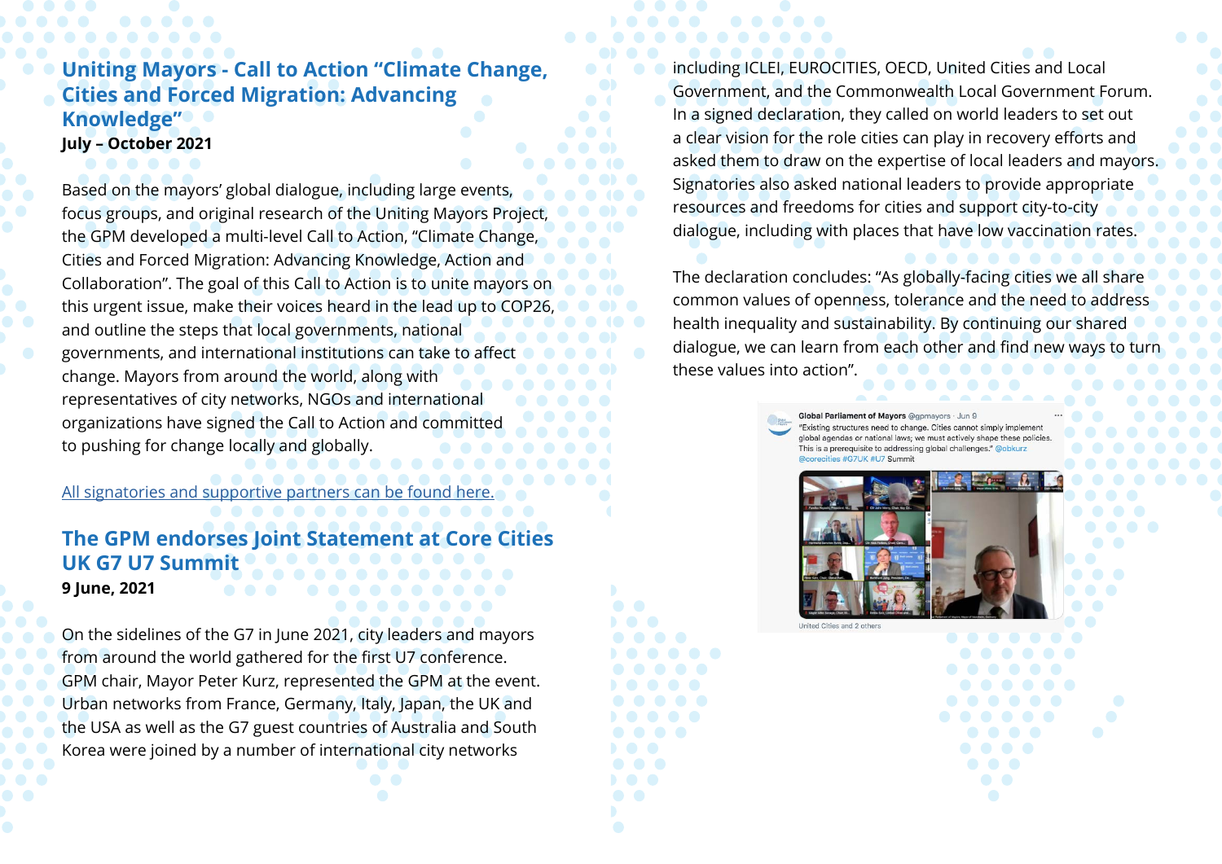## Uniting Mayors - Call to Action "Climate Change, Cities and Forced Migration: Advancing Knowledge"

**July – October 2021**

Based on the mayors' global dialogue, including large events, focus groups, and original research of the Uniting Mayors Project, the GPM developed a multi-level Call to Action, "Climate Change, Cities and Forced Migration: Advancing Knowledge, Action and Collaboration". The goal of this Call to Action is to unite mayors on this urgent issue, make their voices heard in the lead up to COP26, and outline the steps that local governments, national governments, and international institutions can take to affect change. Mayors from around the world, along with representatives of city networks, NGOs and international organizations have signed the Call to Action and committed to pushing for change locally and globally.

All signatories and supportive partners can be found here.

## The GPM endorses Joint Statement at Core Cities UK G7 U7 Summit

**9 June, 2021**

On the sidelines of the G7 in June 2021, city leaders and mayors from around the world gathered for the first U7 conference. GPM chair, Mayor Peter Kurz, represented the GPM at the event. Urban networks from France, Germany, Italy, Japan, the UK and the USA as well as the G7 guest countries of Australia and South Korea were joined by a number of international city networks including ICLEI, EUROCITIES, OECD, United Cities and Local Government, and the Commonwealth Local Government Forum. In a signed declaration, they called on world leaders to set out a clear vision for the role cities can play in recovery efforts and asked them to draw on the expertise of local leaders and mayors. Signatories also asked national leaders to provide appropriate resources and freedoms for cities and support city-to-city dialogue, including with places that have low vaccination rates.

The declaration concludes: "As globally-facing cities we all share common values of openness, tolerance and the need to address health inequality and sustainability. By continuing our shared dialogue, we can learn from each other and find new ways to turn these values into action".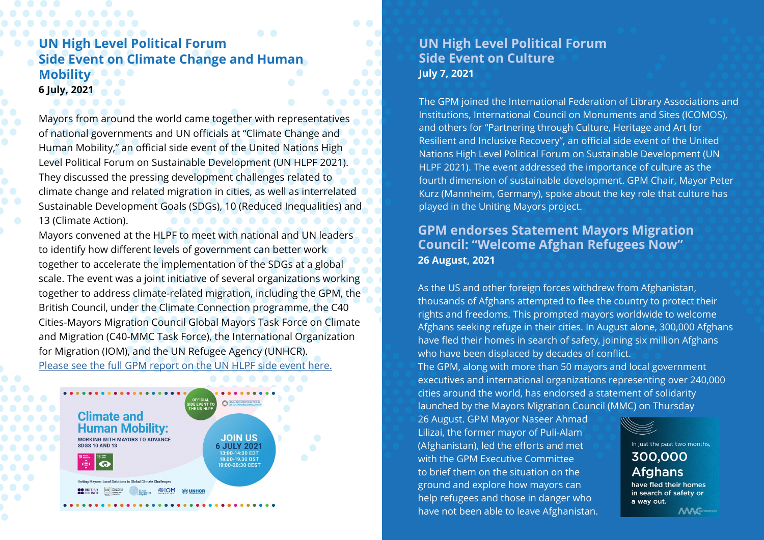## UN High Level Political Forum Side Event on Climate Change and Human Mobility

**6 July, 2021**

Mayors from around the world came together with representatives of national governments and UN officials at "Climate Change and Human Mobility," an official side event of the United Nations High Level Political Forum on Sustainable Development (UN HLPF 2021). They discussed the pressing development challenges related to climate change and related migration in cities, as well as interrelated Sustainable Development Goals (SDGs), 10 (Reduced Inequalities) and 13 (Climate Action).

Mayors convened at the HLPF to meet with national and UN leaders to identify how different levels of government can better work together to accelerate the implementation of the SDGs at a global scale. The event was a joint initiative of several organizations working together to address climate-related migration, including the GPM, the British Council, under the Climate Connection programme, the C40 Cities-Mayors Migration Council Global Mayors Task Force on Climate and Migration (C40-MMC Task Force), the International Organization for Migration (IOM), and the UN Refugee Agency (UNHCR).

[Please see the full GPM report on the UN HLPF side event here.]

## UN High Level Political Forum Side Event on Culture

**July 7, 2021**

The GPM joined the International Federation of Library Associations and Institutions, International Council on Monuments and Sites (ICOMOS), and others for "Partnering through Culture, Heritage and Art for Resilient and Inclusive Recovery", an official side event of the United Nations High Level Political Forum on Sustainable Development (UN HLPF 2021). The event addressed the importance of culture as the fourth dimension of sustainable development. GPM Chair, Mayor Peter Kurz (Mannheim, Germany), spoke about the key role that culture has played in the Uniting Mayors project.

## GPM endorses Statement Mayors Migration Council: "Welcome Afghan Refugees Now"

**26 August, 2021**

As the US and other foreign forces withdrew from Afghanistan, thousands of Afghans attempted to flee the country to protect their rights and freedoms. This prompted mayors worldwide to welcome Afghans seeking refuge in their cities. In August alone, 300,000 Afghans have fled their homes in search of safety, joining six million Afghans who have been displaced by decades of conflict.

The GPM, along with more than 50 mayors and local government executives and international organizations representing over 240,000 cities around the world, has endorsed a statement of solidarity launched by the Mayors Migration Council (MMC) on Thursday 26 August. GPM Mayor Naseer Ahmad Lilizai, the former mayor of Puli-Alam (Afghanistan), led the efforts and met with the GPM Executive Committee to brief them on the situation on the ground and explore how mayors can help refugees and those in danger who have not been able to leave Afghanistan.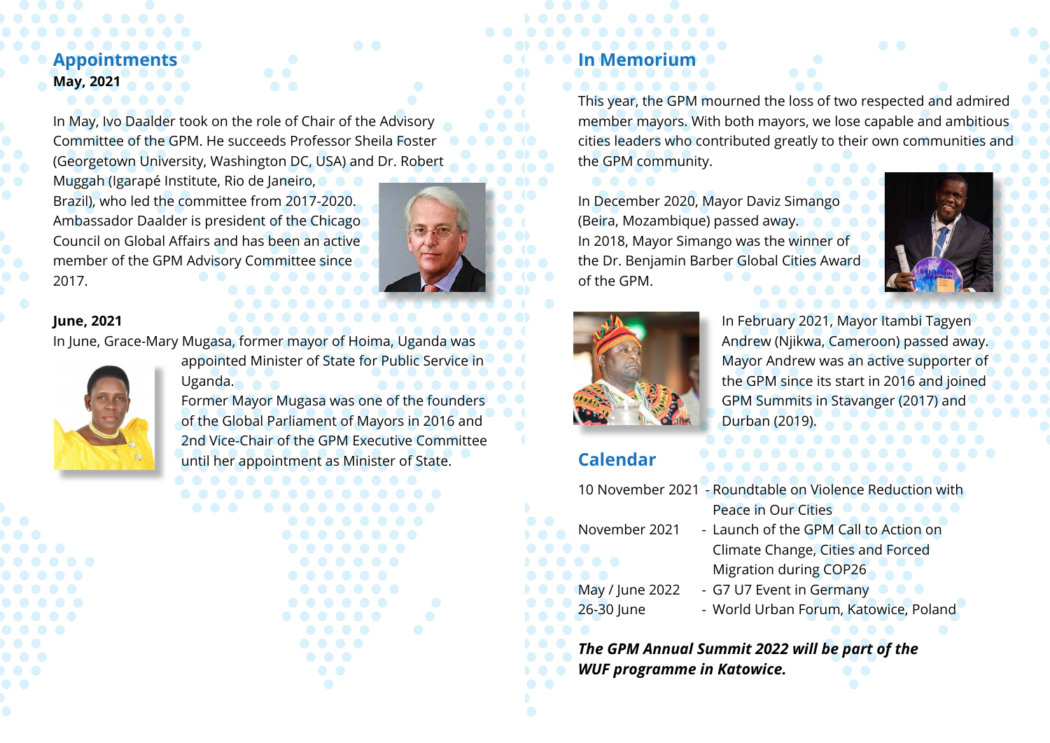## Appointments

**May, 2021**

In May, Ivo Daalder took on the role of Chair of the Advisory Committee of the GPM. He succeeds Professor Sheila Foster (Georgetown University, Washington DC, USA) and Dr. Robert Muggah (Igarapé Institute, Rio de Janeiro, Brazil), who led the committee from 2017-2020. Ambassador Daalder is president of the Chicago Council on Global Affairs and has been an active member of the GPM Advisory Committee since 2017.

**June, 2021**

In June, Grace-Mary Mugasa, former mayor of Hoima, Uganda was appointed Minister of State for Public Service in Uganda.

Former Mayor Mugasa was one of the founders of the Global Parliament of Mayors in 2016 and 2nd Vice-Chair of the GPM Executive Committee until her appointment as Minister of State.

## In Memorium

This year, the GPM mourned the loss of two respected and admired member mayors. With both mayors, we lose capable and ambitious cities leaders who contributed greatly to their own communities and the GPM community.

In December 2020, Mayor Daviz Simango (Beira, Mozambique) passed away.
In 2018, Mayor Simango was the winner of the Dr. Benjamin Barber Global Cities Award of the GPM.

In February 2021, Mayor Itambi Tagyen Andrew (Njikwa, Cameroon) passed away. Mayor Andrew was an active supporter of the GPM since its start in 2016 and joined GPM Summits in Stavanger (2017) and Durban (2019).

## Calendar

| | |
|---|---|
| 10 November 2021 | - Roundtable on Violence Reduction with Peace in Our Cities |
| November 2021 | - Launch of the GPM Call to Action on Climate Change, Cities and Forced Migration during COP26 |
| May / June 2022 | - G7 U7 Event in Germany |
| 26-30 June | - World Urban Forum, Katowice, Poland |

***The GPM Annual Summit 2022 will be part of the WUF programme in Katowice.***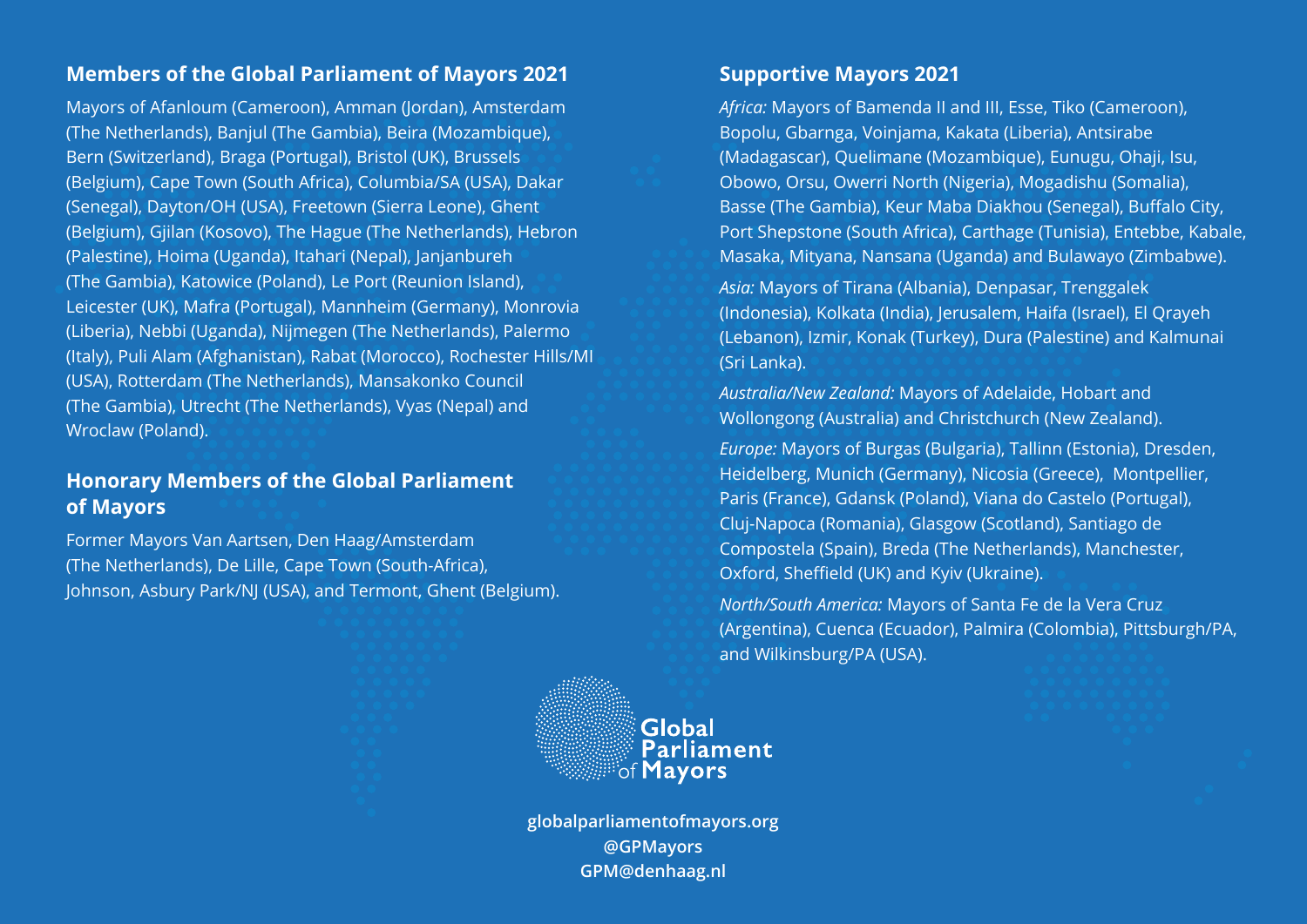## Members of the Global Parliament of Mayors 2021

Mayors of Afanloum (Cameroon), Amman (Jordan), Amsterdam (The Netherlands), Banjul (The Gambia), Beira (Mozambique), Bern (Switzerland), Braga (Portugal), Bristol (UK), Brussels (Belgium), Cape Town (South Africa), Columbia/SA (USA), Dakar (Senegal), Dayton/OH (USA), Freetown (Sierra Leone), Ghent (Belgium), Gjilan (Kosovo), The Hague (The Netherlands), Hebron (Palestine), Hoima (Uganda), Itahari (Nepal), Janjanbureh (The Gambia), Katowice (Poland), Le Port (Reunion Island), Leicester (UK), Mafra (Portugal), Mannheim (Germany), Monrovia (Liberia), Nebbi (Uganda), Nijmegen (The Netherlands), Palermo (Italy), Puli Alam (Afghanistan), Rabat (Morocco), Rochester Hills/MI (USA), Rotterdam (The Netherlands), Mansakonko Council (The Gambia), Utrecht (The Netherlands), Vyas (Nepal) and Wroclaw (Poland).

## Honorary Members of the Global Parliament of Mayors

Former Mayors Van Aartsen, Den Haag/Amsterdam (The Netherlands), De Lille, Cape Town (South-Africa), Johnson, Asbury Park/NJ (USA), and Termont, Ghent (Belgium).

## Supportive Mayors 2021

*Africa:* Mayors of Bamenda II and III, Esse, Tiko (Cameroon), Bopolu, Gbarnga, Voinjama, Kakata (Liberia), Antsirabe (Madagascar), Quelimane (Mozambique), Eunugu, Ohaji, Isu, Obowo, Orsu, Owerri North (Nigeria), Mogadishu (Somalia), Basse (The Gambia), Keur Maba Diakhou (Senegal), Buffalo City, Port Shepstone (South Africa), Carthage (Tunisia), Entebbe, Kabale, Masaka, Mityana, Nansana (Uganda) and Bulawayo (Zimbabwe).

*Asia:* Mayors of Tirana (Albania), Denpasar, Trenggalek (Indonesia), Kolkata (India), Jerusalem, Haifa (Israel), El Qrayeh (Lebanon), Izmir, Konak (Turkey), Dura (Palestine) and Kalmunai (Sri Lanka).

*Australia/New Zealand:* Mayors of Adelaide, Hobart and Wollongong (Australia) and Christchurch (New Zealand).

*Europe:* Mayors of Burgas (Bulgaria), Tallinn (Estonia), Dresden, Heidelberg, Munich (Germany), Nicosia (Greece), Montpellier, Paris (France), Gdansk (Poland), Viana do Castelo (Portugal), Cluj-Napoca (Romania), Glasgow (Scotland), Santiago de Compostela (Spain), Breda (The Netherlands), Manchester, Oxford, Sheffield (UK) and Kyiv (Ukraine).

*North/South America:* Mayors of Santa Fe de la Vera Cruz (Argentina), Cuenca (Ecuador), Palmira (Colombia), Pittsburgh/PA, and Wilkinsburg/PA (USA).

Global Parliament of Mayors

**globalparliamentofmayors.org**
**@GPMayors**
**GPM@denhaag.nl**